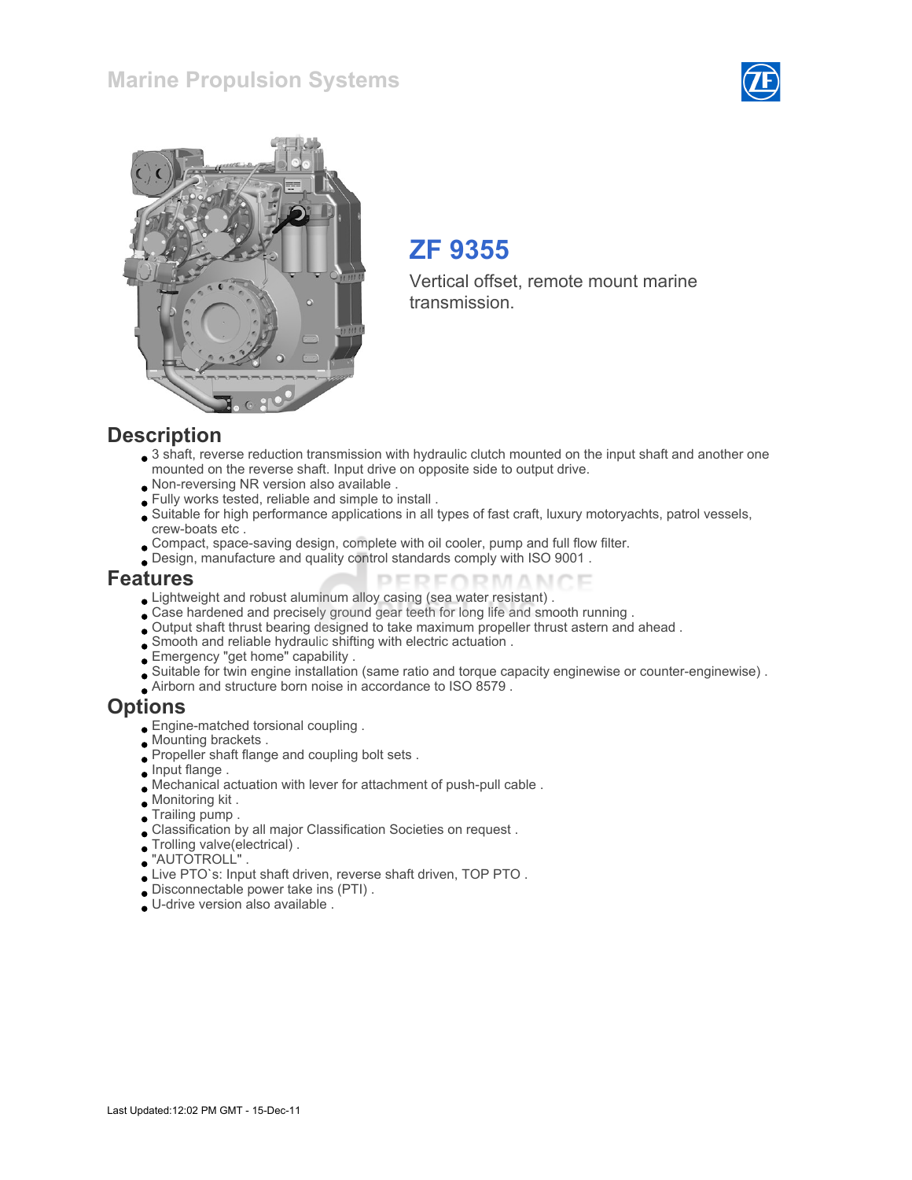# Marine Propulsion Systems

## ZF 9355

Vertical offset, remote mount marine transmission.

## Description

- 3 shaft, reverse reduction transmission with hydraulic clutch mounted on the input shaft and another one mounted on the reverse shaft. Input drive on opposite side to output drive.
- Non-reversing NR version also available .
- Fully works tested, reliable and simple to install .
- Suitable for high performance applications in all types of fast craft, luxury motoryachts, patrol vessels, crew-boats etc .
- Compact, space-saving design, complete with oil cooler, pump and full flow filter.
- Design, manufacture and quality control standards comply with ISO 9001 .

## Features

- Lightweight and robust aluminum alloy casing (sea water resistant) .
- Case hardened and precisely ground gear teeth for long life and smooth running .
- Output shaft thrust bearing designed to take maximum propeller thrust astern and ahead .
- Smooth and reliable hydraulic shifting with electric actuation .
- Emergency "get home" capability .
- Suitable for twin engine installation (same ratio and torque capacity enginewise or counter-enginewise) .
- Airborn and structure born noise in accordance to ISO 8579 .

## Options

- Engine-matched torsional coupling .
- Mounting brackets .
- Propeller shaft flange and coupling bolt sets .
- Input flange .
- Mechanical actuation with lever for attachment of push-pull cable .
- Monitoring kit .
- Trailing pump .
- Classification by all major Classification Societies on request .
- Trolling valve(electrical) .
- "AUTOTROLL" .
- Live PTO`s: Input shaft driven, reverse shaft driven, TOP PTO .
- Disconnectable power take ins (PTI) .
- U-drive version also available .

Last Updated:12:02 PM GMT - 15-Dec-11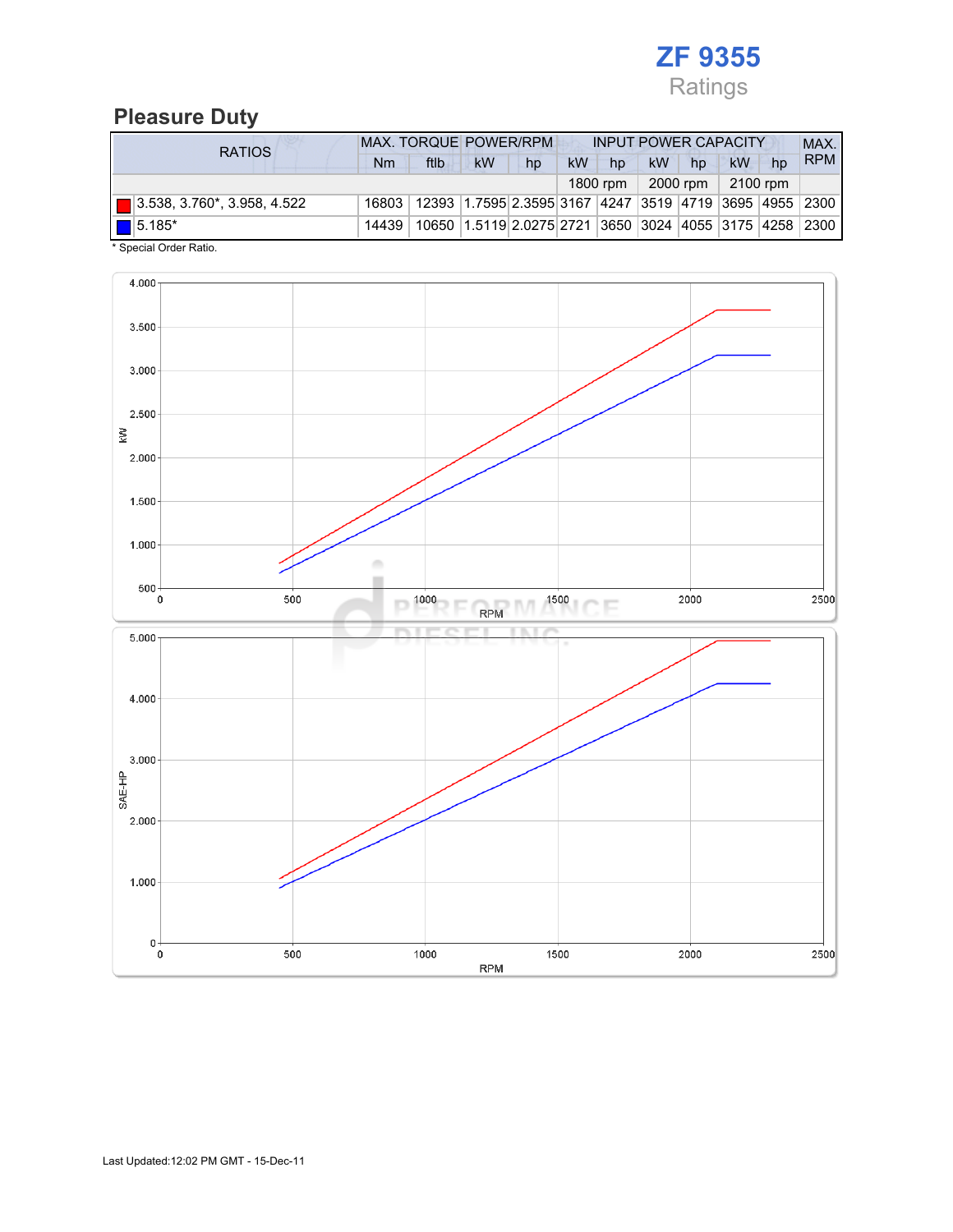# ZF 9355

Ratings

## Pleasure Duty

| RATIOS | MAX. TORQUE | | POWER/RPM | | INPUT POWER CAPACITY | | | | | | MAX. RPM |
|---|---|---|---|---|---|---|---|---|---|---|---|
| | Nm | ftlb | kW | hp | kW | hp | kW | hp | kW | hp | |
| | | | | | 1800 rpm | | 2000 rpm | | 2100 rpm | | |
| 3.538, 3.760*, 3.958, 4.522 | 16803 | 12393 | 1.7595 | 2.3595 | 3167 | 4247 | 3519 | 4719 | 3695 | 4955 | 2300 |
| 5.185* | 14439 | 10650 | 1.5119 | 2.0275 | 2721 | 3650 | 3024 | 4055 | 3175 | 4258 | 2300 |

* Special Order Ratio.

Last Updated:12:02 PM GMT - 15-Dec-11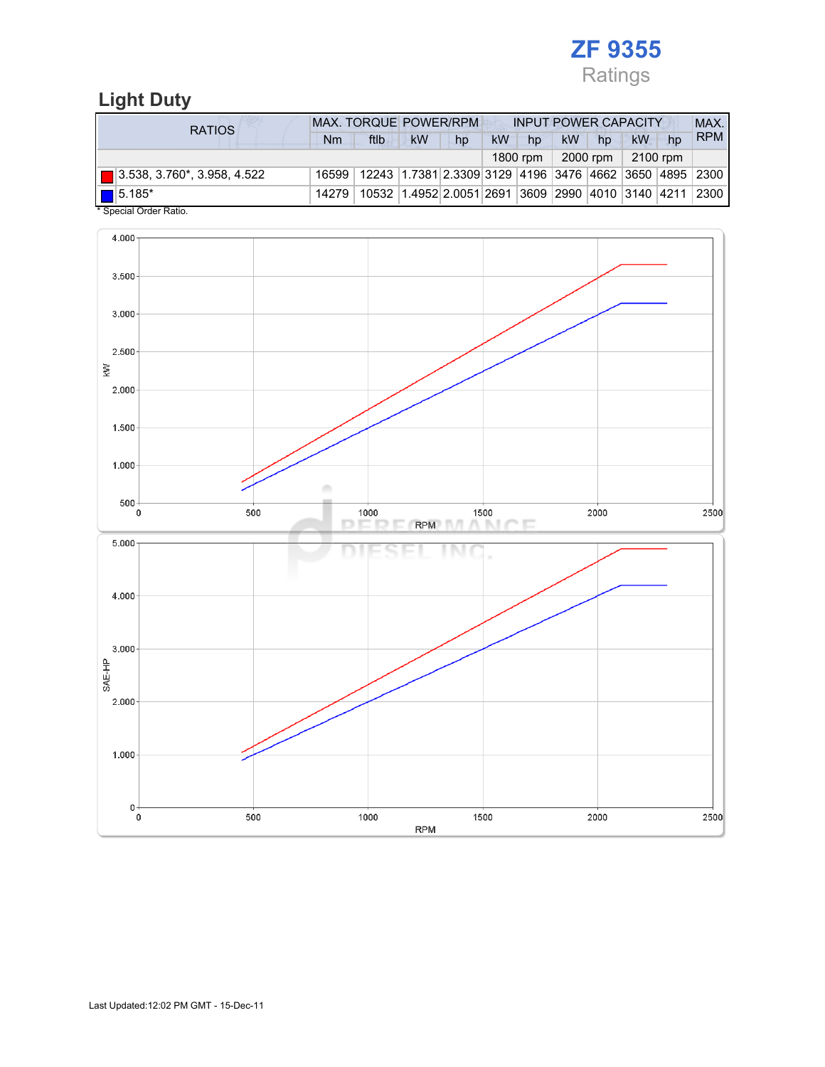# ZF 9355

Ratings

## Light Duty

| RATIOS | MAX. TORQUE | | POWER/RPM | | INPUT POWER CAPACITY | | | | | | MAX. RPM |
|---|---|---|---|---|---|---|---|---|---|---|---|
| | Nm | ftlb | kW | hp | kW | hp | kW | hp | kW | hp | |
| | | | | | 1800 rpm | | 2000 rpm | | 2100 rpm | | |
| 3.538, 3.760*, 3.958, 4.522 | 16599 | 12243 | 1.7381 | 2.3309 | 3129 | 4196 | 3476 | 4662 | 3650 | 4895 | 2300 |
| 5.185* | 14279 | 10532 | 1.4952 | 2.0051 | 2691 | 3609 | 2990 | 4010 | 3140 | 4211 | 2300 |

* Special Order Ratio.

Last Updated:12:02 PM GMT - 15-Dec-11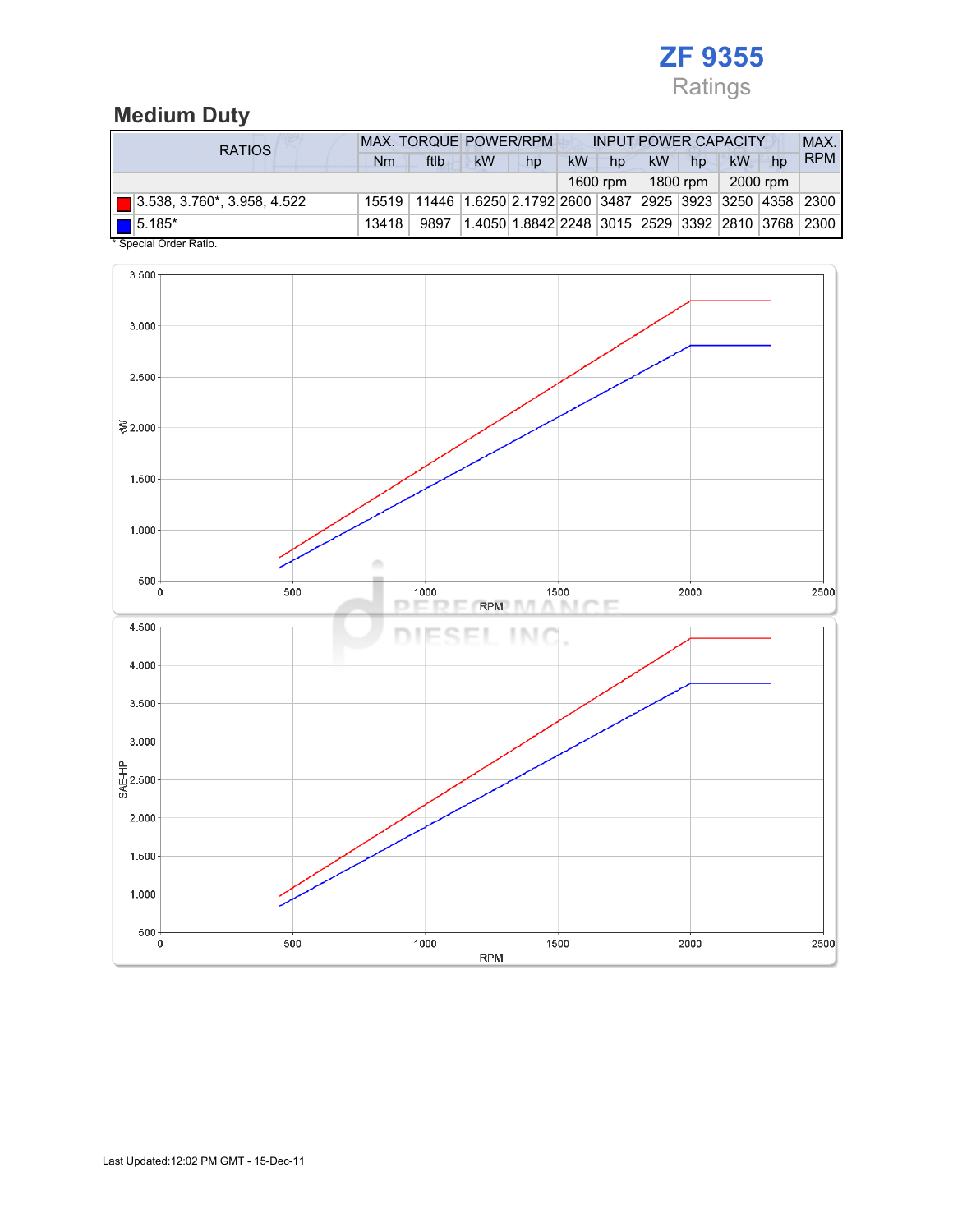# ZF 9355

Ratings

## Medium Duty

| RATIOS | MAX. TORQUE | | POWER/RPM | | INPUT POWER CAPACITY | | | | | | MAX. RPM |
|---|---|---|---|---|---|---|---|---|---|---|---|
| | Nm | ftlb | kW | hp | kW | hp | kW | hp | kW | hp | |
| | | | | | 1600 rpm | | 1800 rpm | | 2000 rpm | | |
| 3.538, 3.760*, 3.958, 4.522 | 15519 | 11446 | 1.6250 | 2.1792 | 2600 | 3487 | 2925 | 3923 | 3250 | 4358 | 2300 |
| 5.185* | 13418 | 9897 | 1.4050 | 1.8842 | 2248 | 3015 | 2529 | 3392 | 2810 | 3768 | 2300 |

* Special Order Ratio.

Last Updated:12:02 PM GMT - 15-Dec-11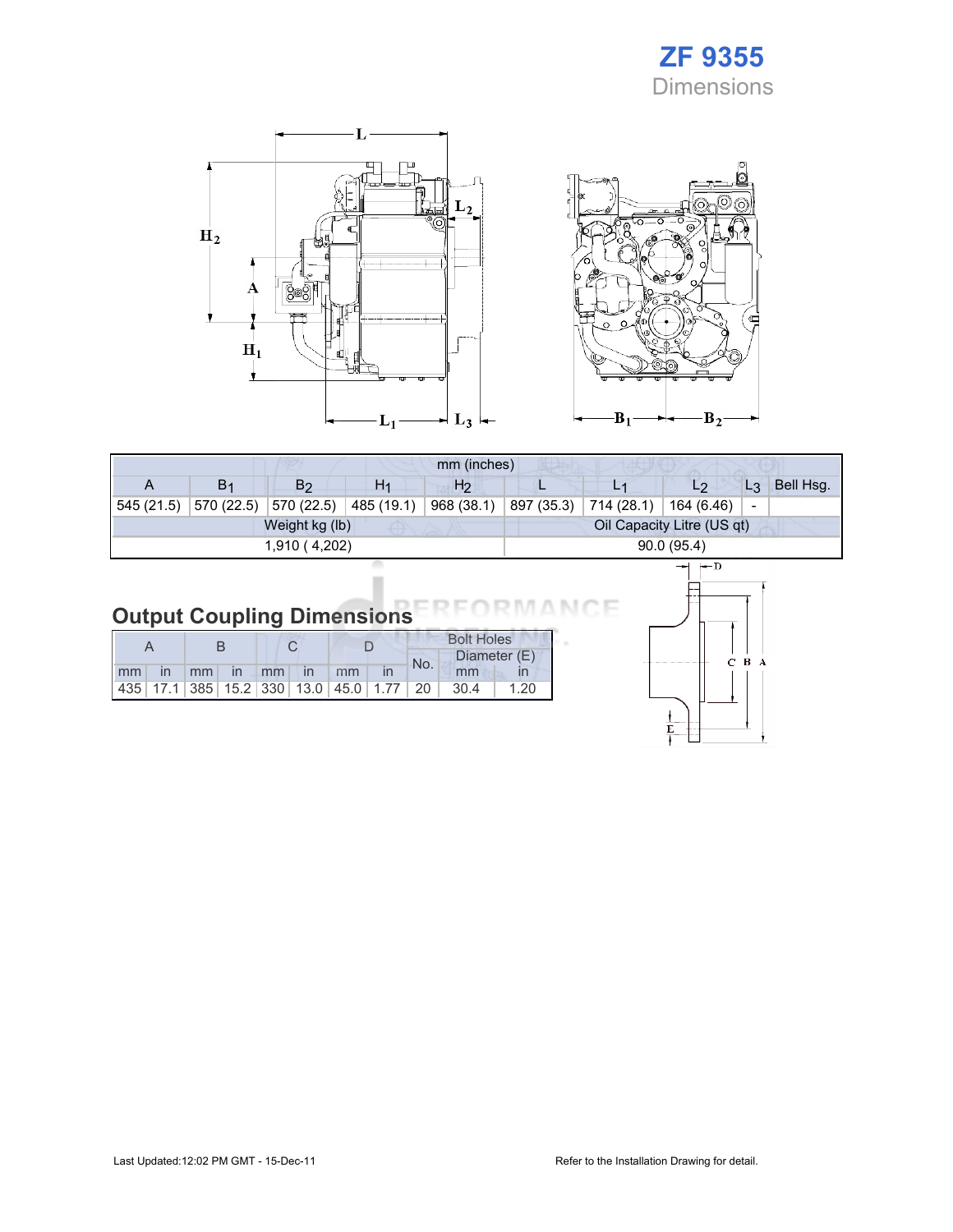# ZF 9355

## Dimensions

| mm (inches) | | | | | | | | | |
|---|---|---|---|---|---|---|---|---|---|
| A | $B_1$ | $B_2$ | $H_1$ | $H_2$ | L | $L_1$ | $L_2$ | $L_3$ | Bell Hsg. |
| 545 (21.5) | 570 (22.5) | 570 (22.5) | 485 (19.1) | 968 (38.1) | 897 (35.3) | 714 (28.1) | 164 (6.46) | - | |

| Weight kg (lb) | Oil Capacity Litre (US qt) |
|---|---|
| 1,910 ( 4,202) | 90.0 (95.4) |

## Output Coupling Dimensions

| A | | B | | C | | D | | Bolt Holes | | |
|---|---|---|---|---|---|---|---|---|---|---|
| | | | | | | | | No. | Diameter (E) | |
| mm | in | mm | in | mm | in | mm | in | | mm | in |
| 435 | 17.1 | 385 | 15.2 | 330 | 13.0 | 45.0 | 1.77 | 20 | 30.4 | 1.20 |

Last Updated:12:02 PM GMT - 15-Dec-11

Refer to the Installation Drawing for detail.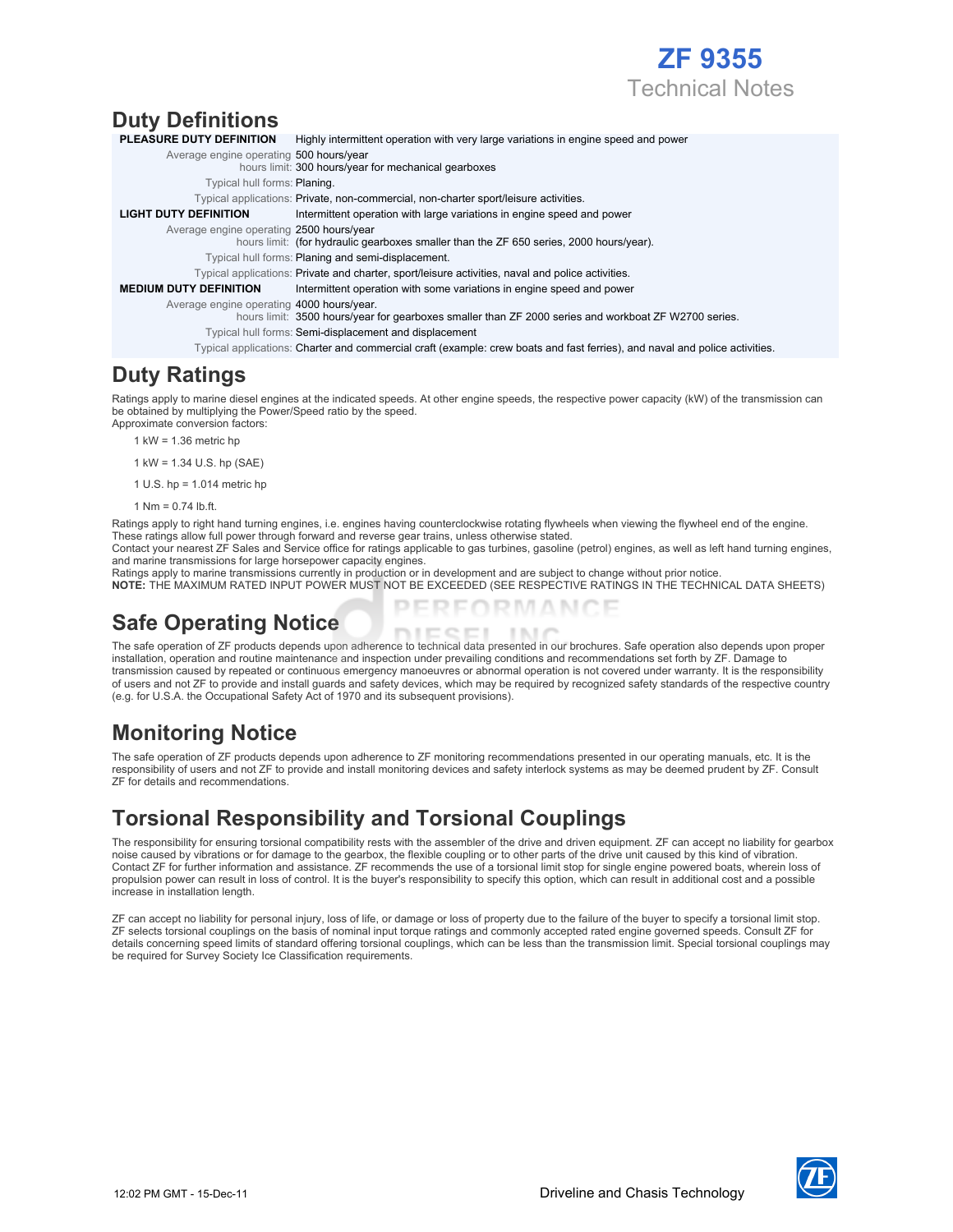# ZF 9355

Technical Notes

## Duty Definitions

| | |
|---|---|
| **PLEASURE DUTY DEFINITION** | Highly intermittent operation with very large variations in engine speed and power |
| Average engine operating hours limit: | 500 hours/year<br>300 hours/year for mechanical gearboxes |
| Typical hull forms: | Planing. |
| Typical applications: | Private, non-commercial, non-charter sport/leisure activities. |
| **LIGHT DUTY DEFINITION** | Intermittent operation with large variations in engine speed and power |
| Average engine operating hours limit: | 2500 hours/year<br>(for hydraulic gearboxes smaller than the ZF 650 series, 2000 hours/year). |
| Typical hull forms: | Planing and semi-displacement. |
| Typical applications: | Private and charter, sport/leisure activities, naval and police activities. |
| **MEDIUM DUTY DEFINITION** | Intermittent operation with some variations in engine speed and power |
| Average engine operating hours limit: | 4000 hours/year.<br>3500 hours/year for gearboxes smaller than ZF 2000 series and workboat ZF W2700 series. |
| Typical hull forms: | Semi-displacement and displacement |
| Typical applications: | Charter and commercial craft (example: crew boats and fast ferries), and naval and police activities. |

## Duty Ratings

Ratings apply to marine diesel engines at the indicated speeds. At other engine speeds, the respective power capacity (kW) of the transmission can be obtained by multiplying the Power/Speed ratio by the speed.
Approximate conversion factors:

1 kW = 1.36 metric hp

1 kW = 1.34 U.S. hp (SAE)

1 U.S. hp = 1.014 metric hp

1 Nm = 0.74 lb.ft.

Ratings apply to right hand turning engines, i.e. engines having counterclockwise rotating flywheels when viewing the flywheel end of the engine. These ratings allow full power through forward and reverse gear trains, unless otherwise stated.
Contact your nearest ZF Sales and Service office for ratings applicable to gas turbines, gasoline (petrol) engines, as well as left hand turning engines, and marine transmissions for large horsepower capacity engines.
Ratings apply to marine transmissions currently in production or in development and are subject to change without prior notice.
**NOTE:** THE MAXIMUM RATED INPUT POWER MUST NOT BE EXCEEDED (SEE RESPECTIVE RATINGS IN THE TECHNICAL DATA SHEETS)

## Safe Operating Notice

The safe operation of ZF products depends upon adherence to technical data presented in our brochures. Safe operation also depends upon proper installation, operation and routine maintenance and inspection under prevailing conditions and recommendations set forth by ZF. Damage to transmission caused by repeated or continuous emergency manoeuvres or abnormal operation is not covered under warranty. It is the responsibility of users and not ZF to provide and install guards and safety devices, which may be required by recognized safety standards of the respective country (e.g. for U.S.A. the Occupational Safety Act of 1970 and its subsequent provisions).

## Monitoring Notice

The safe operation of ZF products depends upon adherence to ZF monitoring recommendations presented in our operating manuals, etc. It is the responsibility of users and not ZF to provide and install monitoring devices and safety interlock systems as may be deemed prudent by ZF. Consult ZF for details and recommendations.

## Torsional Responsibility and Torsional Couplings

The responsibility for ensuring torsional compatibility rests with the assembler of the drive and driven equipment. ZF can accept no liability for gearbox noise caused by vibrations or for damage to the gearbox, the flexible coupling or to other parts of the drive unit caused by this kind of vibration. Contact ZF for further information and assistance. ZF recommends the use of a torsional limit stop for single engine powered boats, wherein loss of propulsion power can result in loss of control. It is the buyer's responsibility to specify this option, which can result in additional cost and a possible increase in installation length.

ZF can accept no liability for personal injury, loss of life, or damage or loss of property due to the failure of the buyer to specify a torsional limit stop. ZF selects torsional couplings on the basis of nominal input torque ratings and commonly accepted rated engine governed speeds. Consult ZF for details concerning speed limits of standard offering torsional couplings, which can be less than the transmission limit. Special torsional couplings may be required for Survey Society Ice Classification requirements.